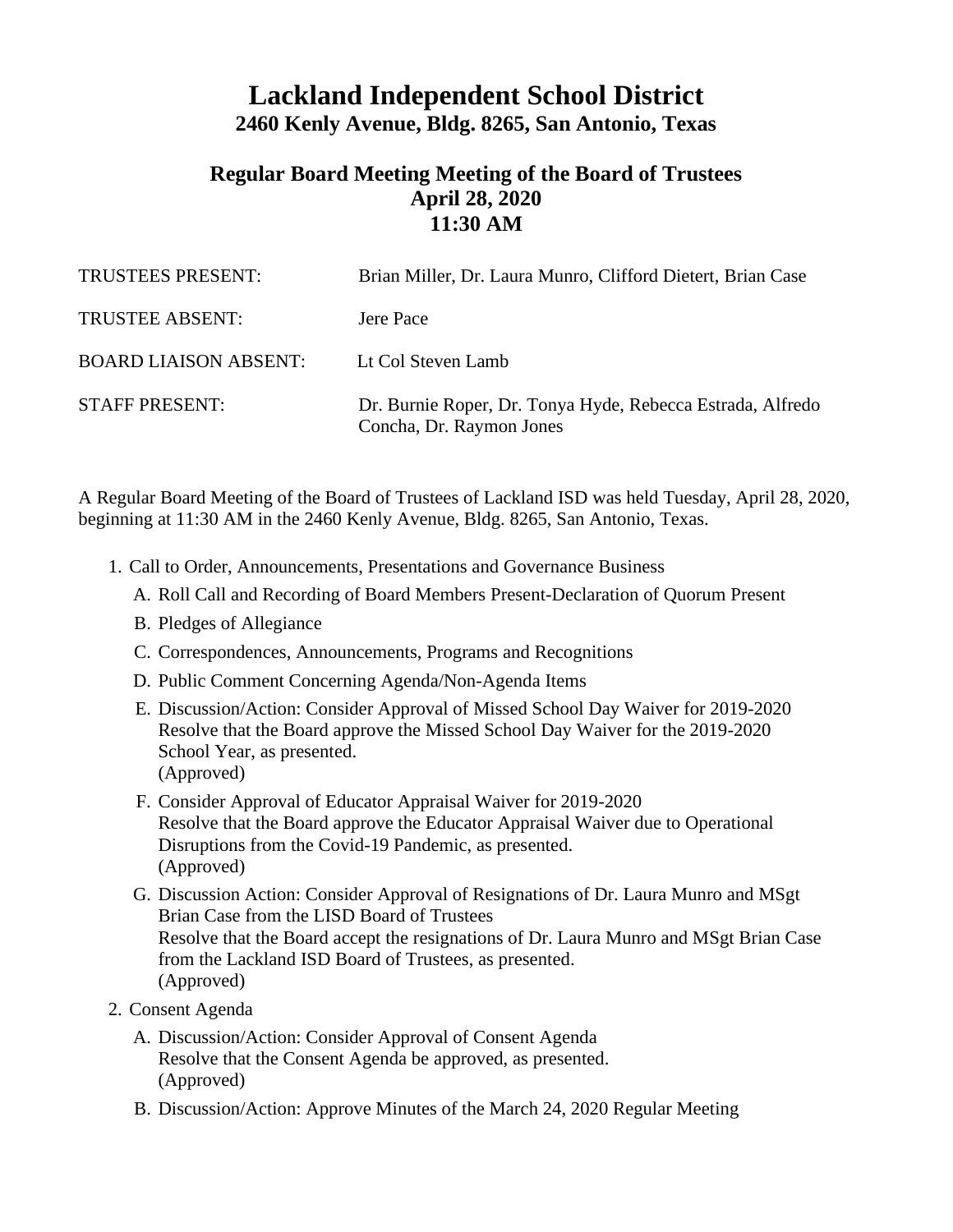# Lackland Independent School District

## 2460 Kenly Avenue, Bldg. 8265, San Antonio, Texas

### Regular Board Meeting Meeting of the Board of Trustees
### April 28, 2020
### 11:30 AM

| | |
|---|---|
| TRUSTEES PRESENT: | Brian Miller, Dr. Laura Munro, Clifford Dietert, Brian Case |
| TRUSTEE ABSENT: | Jere Pace |
| BOARD LIAISON ABSENT: | Lt Col Steven Lamb |
| STAFF PRESENT: | Dr. Burnie Roper, Dr. Tonya Hyde, Rebecca Estrada, Alfredo Concha, Dr. Raymon Jones |

A Regular Board Meeting of the Board of Trustees of Lackland ISD was held Tuesday, April 28, 2020, beginning at 11:30 AM in the 2460 Kenly Avenue, Bldg. 8265, San Antonio, Texas.

1. Call to Order, Announcements, Presentations and Governance Business
   - A. Roll Call and Recording of Board Members Present-Declaration of Quorum Present
   - B. Pledges of Allegiance
   - C. Correspondences, Announcements, Programs and Recognitions
   - D. Public Comment Concerning Agenda/Non-Agenda Items
   - E. Discussion/Action: Consider Approval of Missed School Day Waiver for 2019-2020
     Resolve that the Board approve the Missed School Day Waiver for the 2019-2020 School Year, as presented.
     (Approved)
   - F. Consider Approval of Educator Appraisal Waiver for 2019-2020
     Resolve that the Board approve the Educator Appraisal Waiver due to Operational Disruptions from the Covid-19 Pandemic, as presented.
     (Approved)
   - G. Discussion Action: Consider Approval of Resignations of Dr. Laura Munro and MSgt Brian Case from the LISD Board of Trustees
     Resolve that the Board accept the resignations of Dr. Laura Munro and MSgt Brian Case from the Lackland ISD Board of Trustees, as presented.
     (Approved)
2. Consent Agenda
   - A. Discussion/Action: Consider Approval of Consent Agenda
     Resolve that the Consent Agenda be approved, as presented.
     (Approved)
   - B. Discussion/Action: Approve Minutes of the March 24, 2020 Regular Meeting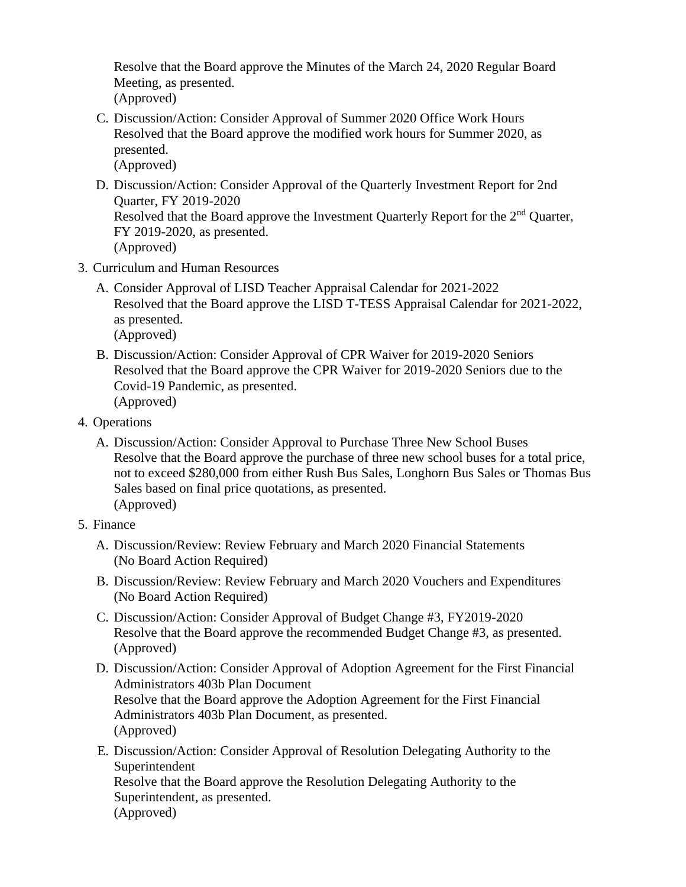Resolve that the Board approve the Minutes of the March 24, 2020 Regular Board Meeting, as presented.
(Approved)

C. Discussion/Action: Consider Approval of Summer 2020 Office Work Hours
Resolved that the Board approve the modified work hours for Summer 2020, as presented.
(Approved)

D. Discussion/Action: Consider Approval of the Quarterly Investment Report for 2nd Quarter, FY 2019-2020
Resolved that the Board approve the Investment Quarterly Report for the 2nd Quarter, FY 2019-2020, as presented.
(Approved)

3. Curriculum and Human Resources

   A. Consider Approval of LISD Teacher Appraisal Calendar for 2021-2022
   Resolved that the Board approve the LISD T-TESS Appraisal Calendar for 2021-2022, as presented.
   (Approved)

   B. Discussion/Action: Consider Approval of CPR Waiver for 2019-2020 Seniors
   Resolved that the Board approve the CPR Waiver for 2019-2020 Seniors due to the Covid-19 Pandemic, as presented.
   (Approved)

4. Operations

   A. Discussion/Action: Consider Approval to Purchase Three New School Buses
   Resolve that the Board approve the purchase of three new school buses for a total price, not to exceed $280,000 from either Rush Bus Sales, Longhorn Bus Sales or Thomas Bus Sales based on final price quotations, as presented.
   (Approved)

5. Finance

   A. Discussion/Review: Review February and March 2020 Financial Statements
   (No Board Action Required)

   B. Discussion/Review: Review February and March 2020 Vouchers and Expenditures
   (No Board Action Required)

   C. Discussion/Action: Consider Approval of Budget Change #3, FY2019-2020
   Resolve that the Board approve the recommended Budget Change #3, as presented.
   (Approved)

   D. Discussion/Action: Consider Approval of Adoption Agreement for the First Financial Administrators 403b Plan Document
   Resolve that the Board approve the Adoption Agreement for the First Financial Administrators 403b Plan Document, as presented.
   (Approved)

   E. Discussion/Action: Consider Approval of Resolution Delegating Authority to the Superintendent
   Resolve that the Board approve the Resolution Delegating Authority to the Superintendent, as presented.
   (Approved)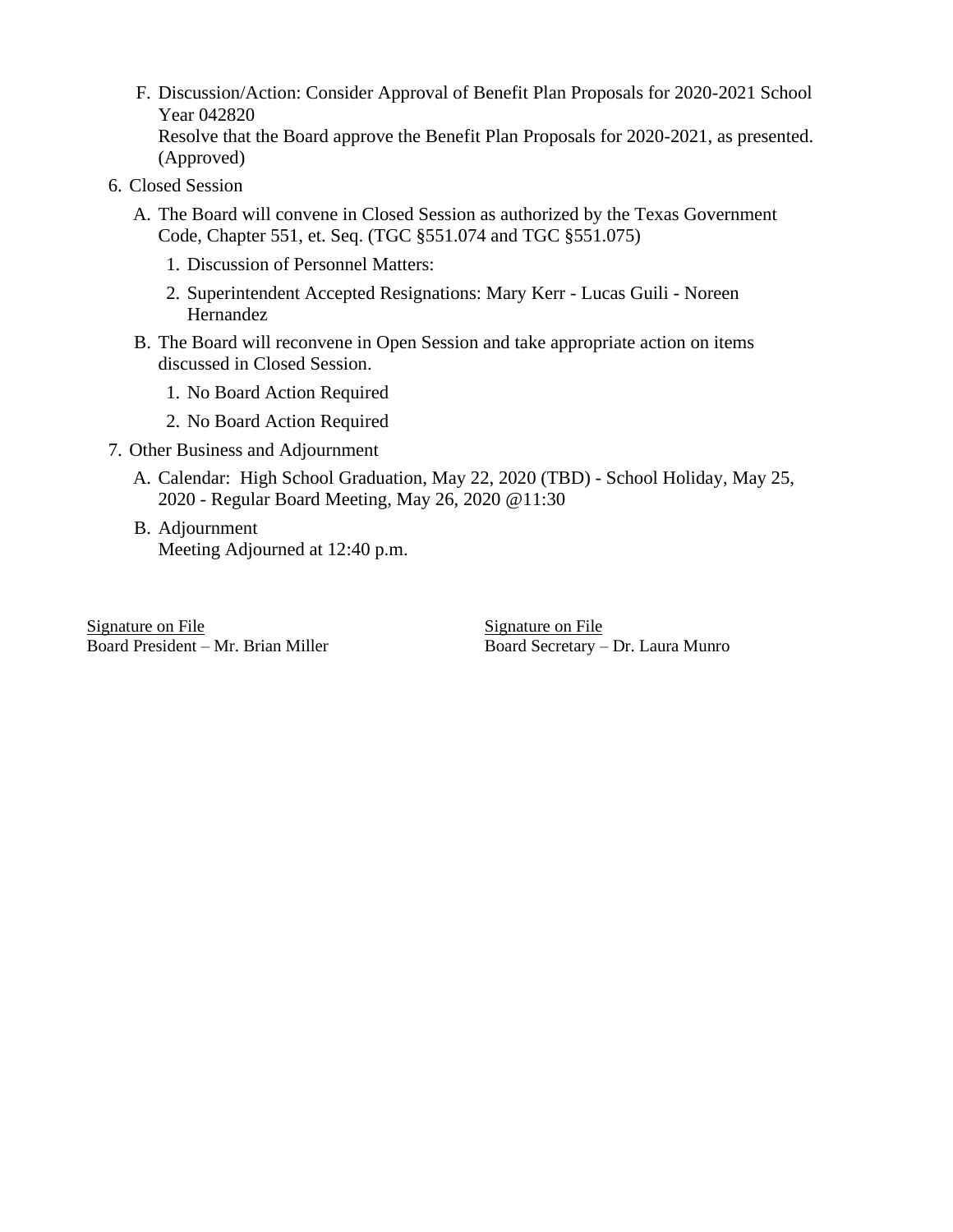F. Discussion/Action: Consider Approval of Benefit Plan Proposals for 2020-2021 School Year 042820
   Resolve that the Board approve the Benefit Plan Proposals for 2020-2021, as presented. (Approved)

6. Closed Session

   A. The Board will convene in Closed Session as authorized by the Texas Government Code, Chapter 551, et. Seq. (TGC §551.074 and TGC §551.075)

      1. Discussion of Personnel Matters:

      2. Superintendent Accepted Resignations: Mary Kerr - Lucas Guili - Noreen Hernandez

   B. The Board will reconvene in Open Session and take appropriate action on items discussed in Closed Session.

      1. No Board Action Required

      2. No Board Action Required

7. Other Business and Adjournment

   A. Calendar:  High School Graduation, May 22, 2020 (TBD) - School Holiday, May 25, 2020 - Regular Board Meeting, May 26, 2020 @11:30

   B. Adjournment
      Meeting Adjourned at 12:40 p.m.

<u>Signature on File</u>
Board President – Mr. Brian Miller

<u>Signature on File</u>
Board Secretary – Dr. Laura Munro